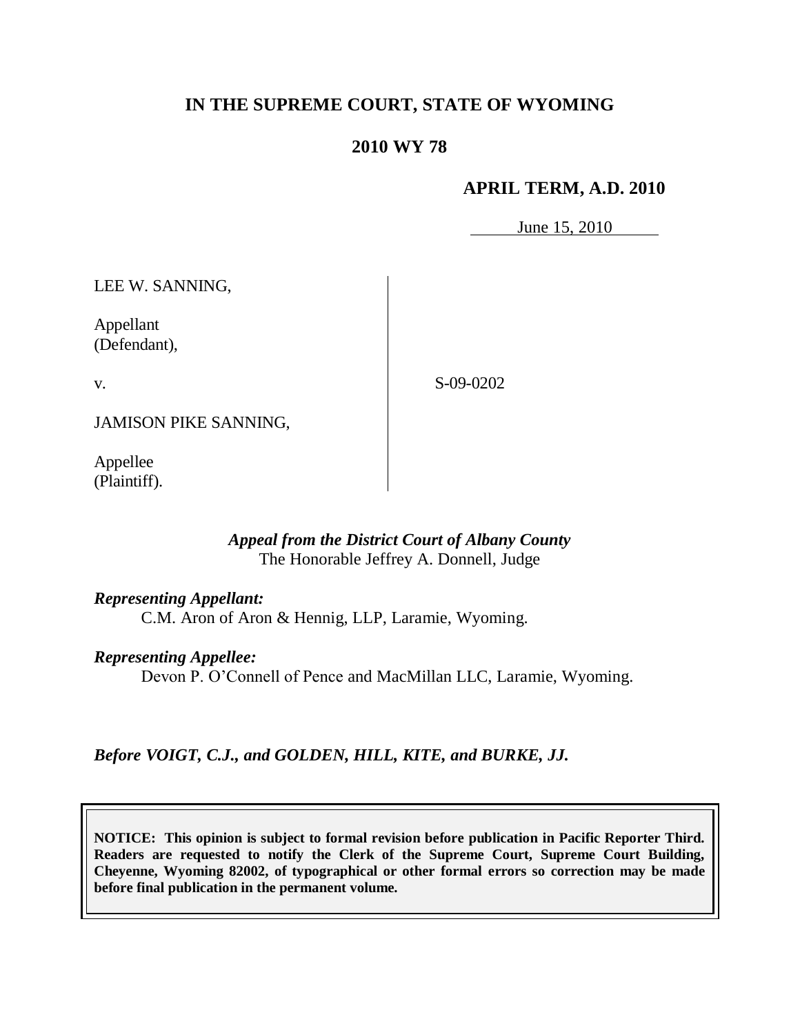# IN THE SUPREME COURT, STATE OF WYOMING

## 2010 WY 78

### APRIL TERM, A.D. 2010

June 15, 2010

LEE W. SANNING,

Appellant
(Defendant),

v.

JAMISON PIKE SANNING,

Appellee
(Plaintiff).

S-09-0202

*Appeal from the District Court of Albany County*
The Honorable Jeffrey A. Donnell, Judge

***Representing Appellant:***

C.M. Aron of Aron & Hennig, LLP, Laramie, Wyoming.

***Representing Appellee:***

Devon P. O'Connell of Pence and MacMillan LLC, Laramie, Wyoming.

*Before VOIGT, C.J., and GOLDEN, HILL, KITE, and BURKE, JJ.*

**NOTICE: This opinion is subject to formal revision before publication in Pacific Reporter Third. Readers are requested to notify the Clerk of the Supreme Court, Supreme Court Building, Cheyenne, Wyoming 82002, of typographical or other formal errors so correction may be made before final publication in the permanent volume.**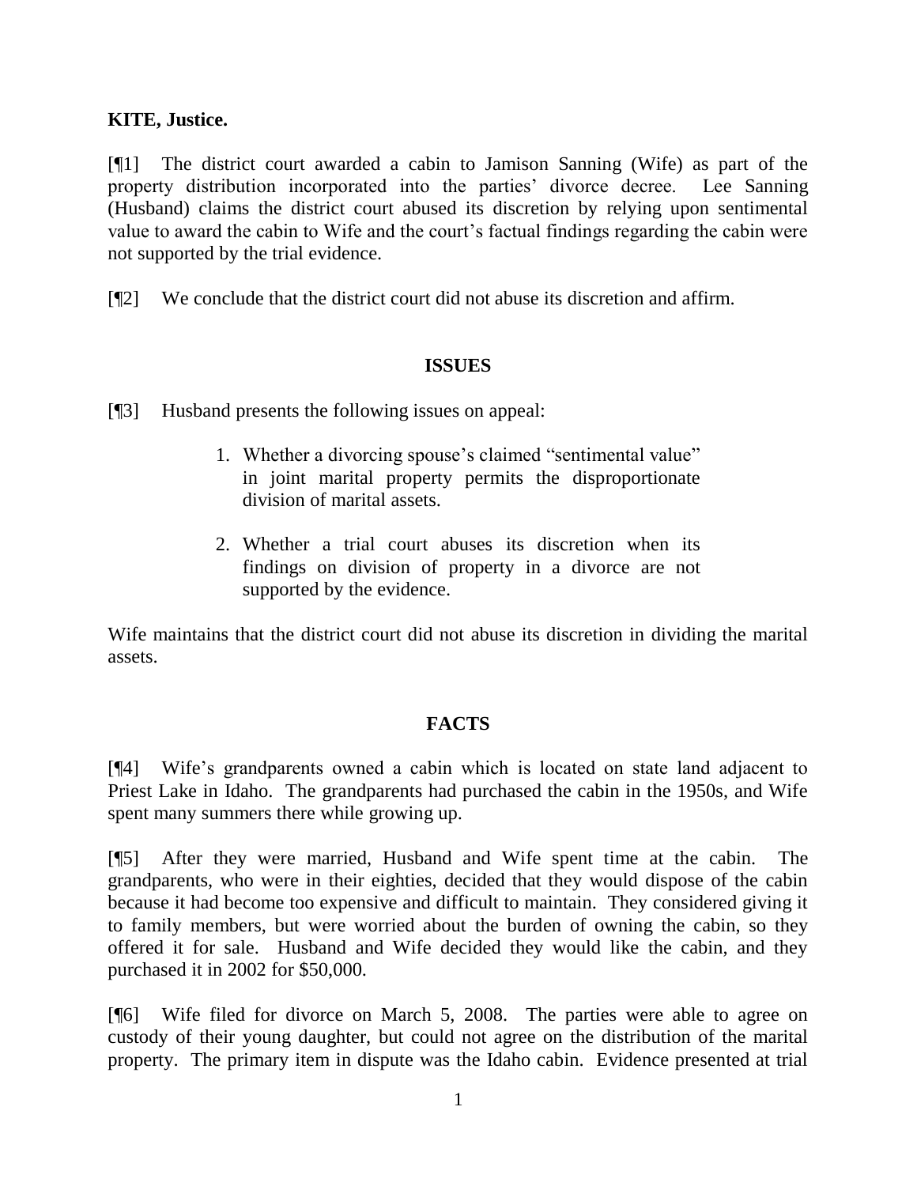**KITE, Justice.**

[¶1] The district court awarded a cabin to Jamison Sanning (Wife) as part of the property distribution incorporated into the parties' divorce decree. Lee Sanning (Husband) claims the district court abused its discretion by relying upon sentimental value to award the cabin to Wife and the court's factual findings regarding the cabin were not supported by the trial evidence.

[¶2] We conclude that the district court did not abuse its discretion and affirm.

## ISSUES

[¶3] Husband presents the following issues on appeal:

> 1. Whether a divorcing spouse's claimed "sentimental value" in joint marital property permits the disproportionate division of marital assets.
>
> 2. Whether a trial court abuses its discretion when its findings on division of property in a divorce are not supported by the evidence.

Wife maintains that the district court did not abuse its discretion in dividing the marital assets.

## FACTS

[¶4] Wife's grandparents owned a cabin which is located on state land adjacent to Priest Lake in Idaho. The grandparents had purchased the cabin in the 1950s, and Wife spent many summers there while growing up.

[¶5] After they were married, Husband and Wife spent time at the cabin. The grandparents, who were in their eighties, decided that they would dispose of the cabin because it had become too expensive and difficult to maintain. They considered giving it to family members, but were worried about the burden of owning the cabin, so they offered it for sale. Husband and Wife decided they would like the cabin, and they purchased it in 2002 for $50,000.

[¶6] Wife filed for divorce on March 5, 2008. The parties were able to agree on custody of their young daughter, but could not agree on the distribution of the marital property. The primary item in dispute was the Idaho cabin. Evidence presented at trial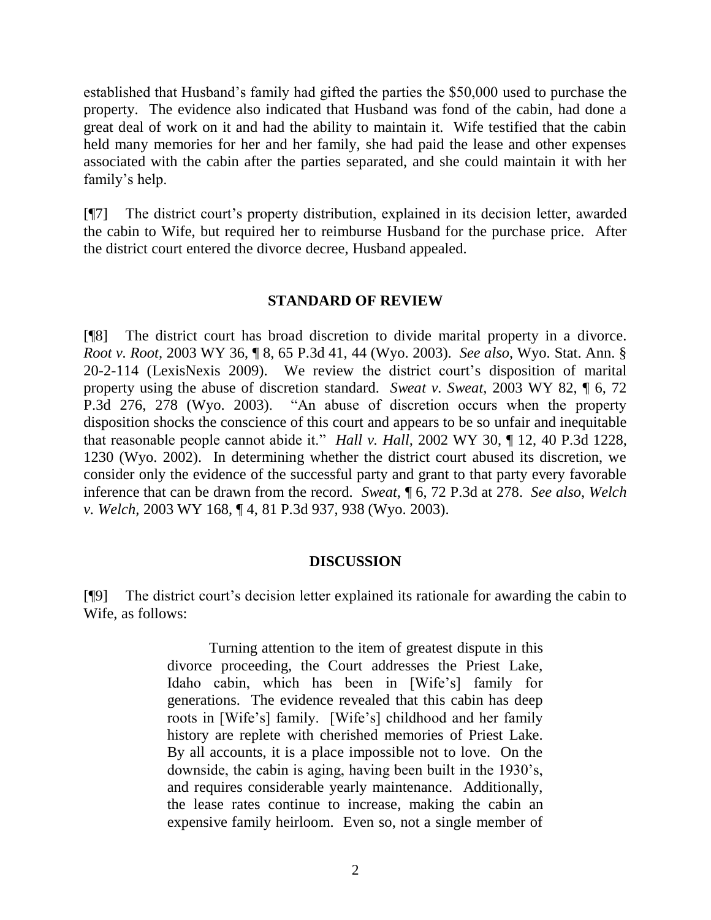established that Husband's family had gifted the parties the $50,000 used to purchase the property. The evidence also indicated that Husband was fond of the cabin, had done a great deal of work on it and had the ability to maintain it. Wife testified that the cabin held many memories for her and her family, she had paid the lease and other expenses associated with the cabin after the parties separated, and she could maintain it with her family's help.

[¶7] The district court's property distribution, explained in its decision letter, awarded the cabin to Wife, but required her to reimburse Husband for the purchase price. After the district court entered the divorce decree, Husband appealed.

## STANDARD OF REVIEW

[¶8] The district court has broad discretion to divide marital property in a divorce. *Root v. Root,* 2003 WY 36, ¶ 8, 65 P.3d 41, 44 (Wyo. 2003). *See also*, Wyo. Stat. Ann. § 20-2-114 (LexisNexis 2009). We review the district court's disposition of marital property using the abuse of discretion standard. *Sweat v. Sweat,* 2003 WY 82, ¶ 6, 72 P.3d 276, 278 (Wyo. 2003). "An abuse of discretion occurs when the property disposition shocks the conscience of this court and appears to be so unfair and inequitable that reasonable people cannot abide it." *Hall v. Hall,* 2002 WY 30, ¶ 12, 40 P.3d 1228, 1230 (Wyo. 2002). In determining whether the district court abused its discretion, we consider only the evidence of the successful party and grant to that party every favorable inference that can be drawn from the record. *Sweat,* ¶ 6, 72 P.3d at 278. *See also, Welch v. Welch,* 2003 WY 168, ¶ 4, 81 P.3d 937, 938 (Wyo. 2003).

## DISCUSSION

[¶9] The district court's decision letter explained its rationale for awarding the cabin to Wife, as follows:

> Turning attention to the item of greatest dispute in this divorce proceeding, the Court addresses the Priest Lake, Idaho cabin, which has been in [Wife's] family for generations. The evidence revealed that this cabin has deep roots in [Wife's] family. [Wife's] childhood and her family history are replete with cherished memories of Priest Lake. By all accounts, it is a place impossible not to love. On the downside, the cabin is aging, having been built in the 1930's, and requires considerable yearly maintenance. Additionally, the lease rates continue to increase, making the cabin an expensive family heirloom. Even so, not a single member of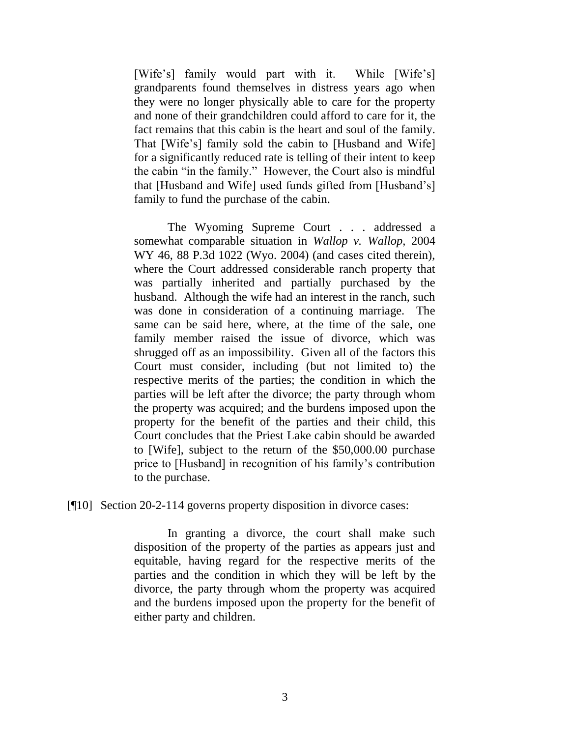> [Wife's] family would part with it. While [Wife's] grandparents found themselves in distress years ago when they were no longer physically able to care for the property and none of their grandchildren could afford to care for it, the fact remains that this cabin is the heart and soul of the family. That [Wife's] family sold the cabin to [Husband and Wife] for a significantly reduced rate is telling of their intent to keep the cabin "in the family." However, the Court also is mindful that [Husband and Wife] used funds gifted from [Husband's] family to fund the purchase of the cabin.
>
> The Wyoming Supreme Court . . . addressed a somewhat comparable situation in *Wallop v. Wallop*, 2004 WY 46, 88 P.3d 1022 (Wyo. 2004) (and cases cited therein), where the Court addressed considerable ranch property that was partially inherited and partially purchased by the husband. Although the wife had an interest in the ranch, such was done in consideration of a continuing marriage. The same can be said here, where, at the time of the sale, one family member raised the issue of divorce, which was shrugged off as an impossibility. Given all of the factors this Court must consider, including (but not limited to) the respective merits of the parties; the condition in which the parties will be left after the divorce; the party through whom the property was acquired; and the burdens imposed upon the property for the benefit of the parties and their child, this Court concludes that the Priest Lake cabin should be awarded to [Wife], subject to the return of the $50,000.00 purchase price to [Husband] in recognition of his family's contribution to the purchase.

[¶10] Section 20-2-114 governs property disposition in divorce cases:

> In granting a divorce, the court shall make such disposition of the property of the parties as appears just and equitable, having regard for the respective merits of the parties and the condition in which they will be left by the divorce, the party through whom the property was acquired and the burdens imposed upon the property for the benefit of either party and children.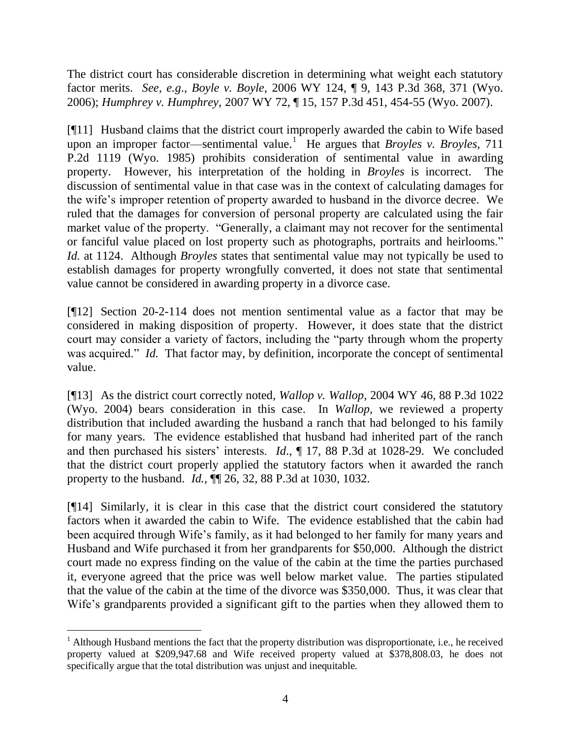The district court has considerable discretion in determining what weight each statutory factor merits. *See, e.g*., *Boyle v. Boyle,* 2006 WY 124, ¶ 9, 143 P.3d 368, 371 (Wyo. 2006); *Humphrey v. Humphrey,* 2007 WY 72, ¶ 15, 157 P.3d 451, 454-55 (Wyo. 2007).

[¶11] Husband claims that the district court improperly awarded the cabin to Wife based upon an improper factor—sentimental value.[1] He argues that *Broyles v. Broyles,* 711 P.2d 1119 (Wyo. 1985) prohibits consideration of sentimental value in awarding property. However, his interpretation of the holding in *Broyles* is incorrect. The discussion of sentimental value in that case was in the context of calculating damages for the wife's improper retention of property awarded to husband in the divorce decree. We ruled that the damages for conversion of personal property are calculated using the fair market value of the property. "Generally, a claimant may not recover for the sentimental or fanciful value placed on lost property such as photographs, portraits and heirlooms." *Id.* at 1124. Although *Broyles* states that sentimental value may not typically be used to establish damages for property wrongfully converted, it does not state that sentimental value cannot be considered in awarding property in a divorce case.

[¶12] Section 20-2-114 does not mention sentimental value as a factor that may be considered in making disposition of property. However, it does state that the district court may consider a variety of factors, including the "party through whom the property was acquired." *Id.* That factor may, by definition, incorporate the concept of sentimental value.

[¶13] As the district court correctly noted, *Wallop v. Wallop,* 2004 WY 46, 88 P.3d 1022 (Wyo. 2004) bears consideration in this case. In *Wallop*, we reviewed a property distribution that included awarding the husband a ranch that had belonged to his family for many years. The evidence established that husband had inherited part of the ranch and then purchased his sisters' interests. *Id*., ¶ 17, 88 P.3d at 1028-29. We concluded that the district court properly applied the statutory factors when it awarded the ranch property to the husband. *Id.*, ¶¶ 26, 32, 88 P.3d at 1030, 1032.

[¶14] Similarly, it is clear in this case that the district court considered the statutory factors when it awarded the cabin to Wife. The evidence established that the cabin had been acquired through Wife's family, as it had belonged to her family for many years and Husband and Wife purchased it from her grandparents for $50,000. Although the district court made no express finding on the value of the cabin at the time the parties purchased it, everyone agreed that the price was well below market value. The parties stipulated that the value of the cabin at the time of the divorce was $350,000. Thus, it was clear that Wife's grandparents provided a significant gift to the parties when they allowed them to

---

[1] Although Husband mentions the fact that the property distribution was disproportionate, i.e., he received property valued at $209,947.68 and Wife received property valued at $378,808.03, he does not specifically argue that the total distribution was unjust and inequitable.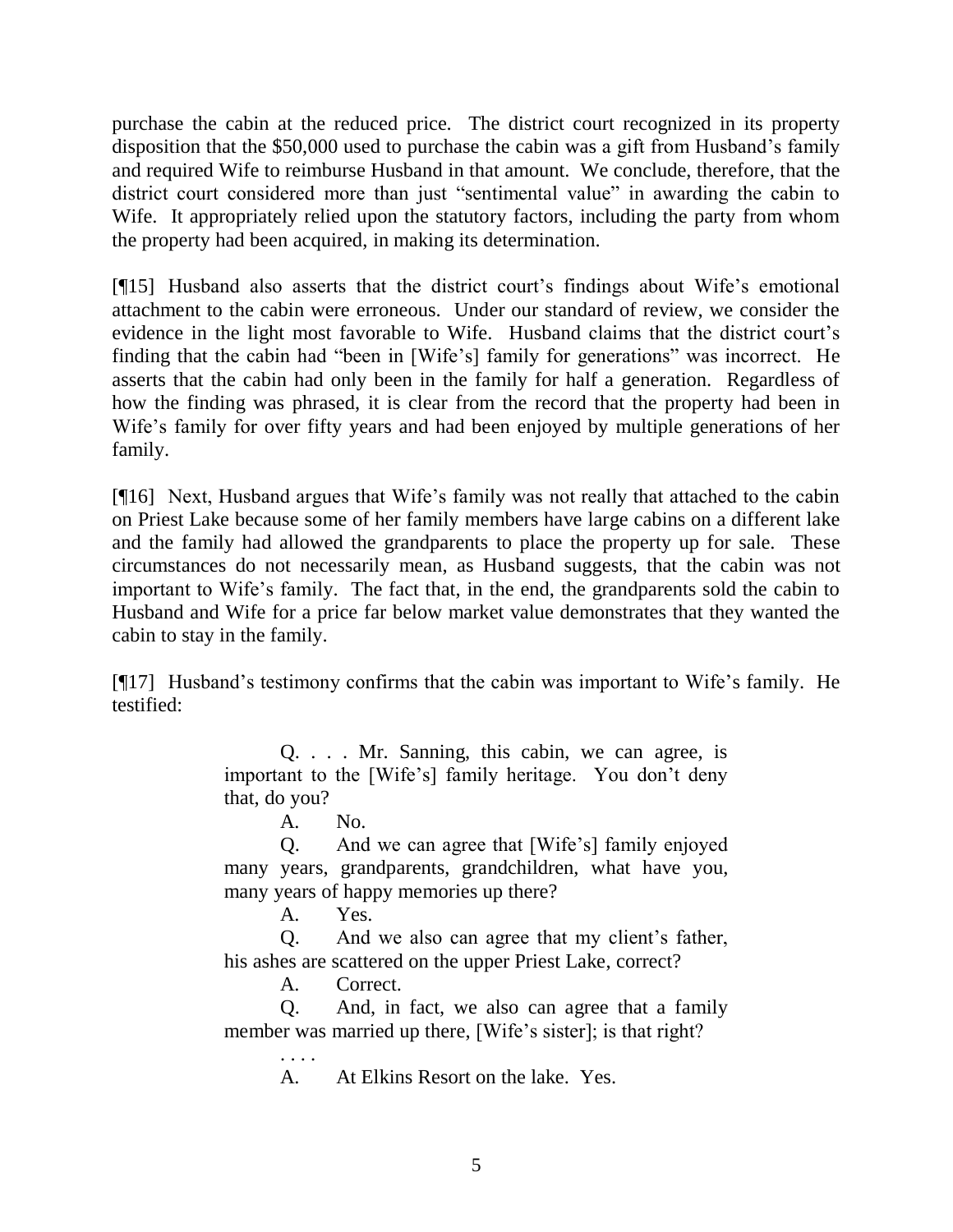purchase the cabin at the reduced price. The district court recognized in its property disposition that the $50,000 used to purchase the cabin was a gift from Husband's family and required Wife to reimburse Husband in that amount. We conclude, therefore, that the district court considered more than just "sentimental value" in awarding the cabin to Wife. It appropriately relied upon the statutory factors, including the party from whom the property had been acquired, in making its determination.

[¶15] Husband also asserts that the district court's findings about Wife's emotional attachment to the cabin were erroneous. Under our standard of review, we consider the evidence in the light most favorable to Wife. Husband claims that the district court's finding that the cabin had "been in [Wife's] family for generations" was incorrect. He asserts that the cabin had only been in the family for half a generation. Regardless of how the finding was phrased, it is clear from the record that the property had been in Wife's family for over fifty years and had been enjoyed by multiple generations of her family.

[¶16] Next, Husband argues that Wife's family was not really that attached to the cabin on Priest Lake because some of her family members have large cabins on a different lake and the family had allowed the grandparents to place the property up for sale. These circumstances do not necessarily mean, as Husband suggests, that the cabin was not important to Wife's family. The fact that, in the end, the grandparents sold the cabin to Husband and Wife for a price far below market value demonstrates that they wanted the cabin to stay in the family.

[¶17] Husband's testimony confirms that the cabin was important to Wife's family. He testified:

> Q. . . . Mr. Sanning, this cabin, we can agree, is important to the [Wife's] family heritage. You don't deny that, do you?
>
> A. No.
>
> Q. And we can agree that [Wife's] family enjoyed many years, grandparents, grandchildren, what have you, many years of happy memories up there?
>
> A. Yes.
>
> Q. And we also can agree that my client's father, his ashes are scattered on the upper Priest Lake, correct?
>
> A. Correct.
>
> Q. And, in fact, we also can agree that a family member was married up there, [Wife's sister]; is that right?
>
> . . . .
>
> A. At Elkins Resort on the lake. Yes.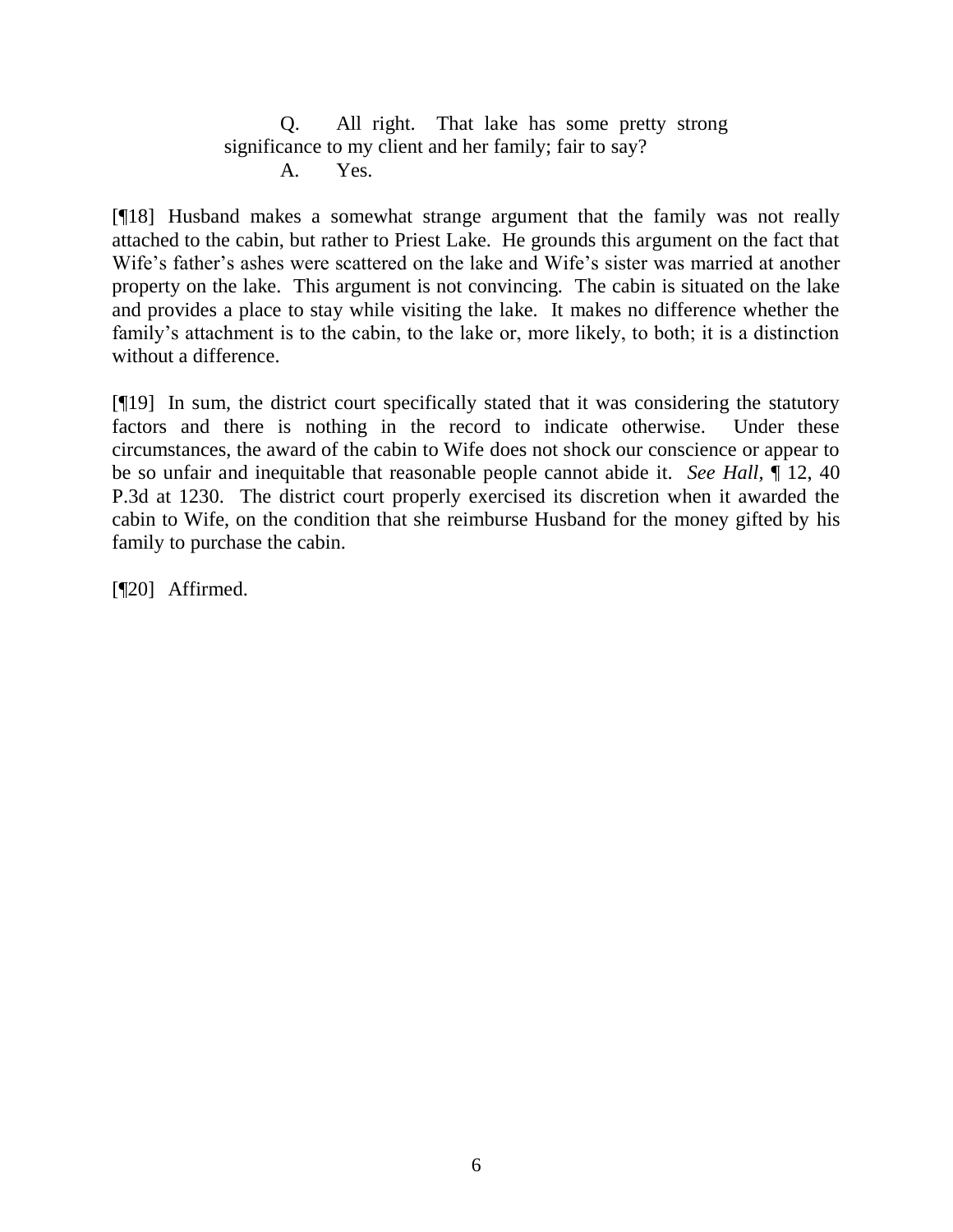> Q. All right. That lake has some pretty strong significance to my client and her family; fair to say?
>
> A. Yes.

[¶18] Husband makes a somewhat strange argument that the family was not really attached to the cabin, but rather to Priest Lake. He grounds this argument on the fact that Wife's father's ashes were scattered on the lake and Wife's sister was married at another property on the lake. This argument is not convincing. The cabin is situated on the lake and provides a place to stay while visiting the lake. It makes no difference whether the family's attachment is to the cabin, to the lake or, more likely, to both; it is a distinction without a difference.

[¶19] In sum, the district court specifically stated that it was considering the statutory factors and there is nothing in the record to indicate otherwise. Under these circumstances, the award of the cabin to Wife does not shock our conscience or appear to be so unfair and inequitable that reasonable people cannot abide it. *See Hall,* ¶ 12, 40 P.3d at 1230. The district court properly exercised its discretion when it awarded the cabin to Wife, on the condition that she reimburse Husband for the money gifted by his family to purchase the cabin.

[¶20] Affirmed.